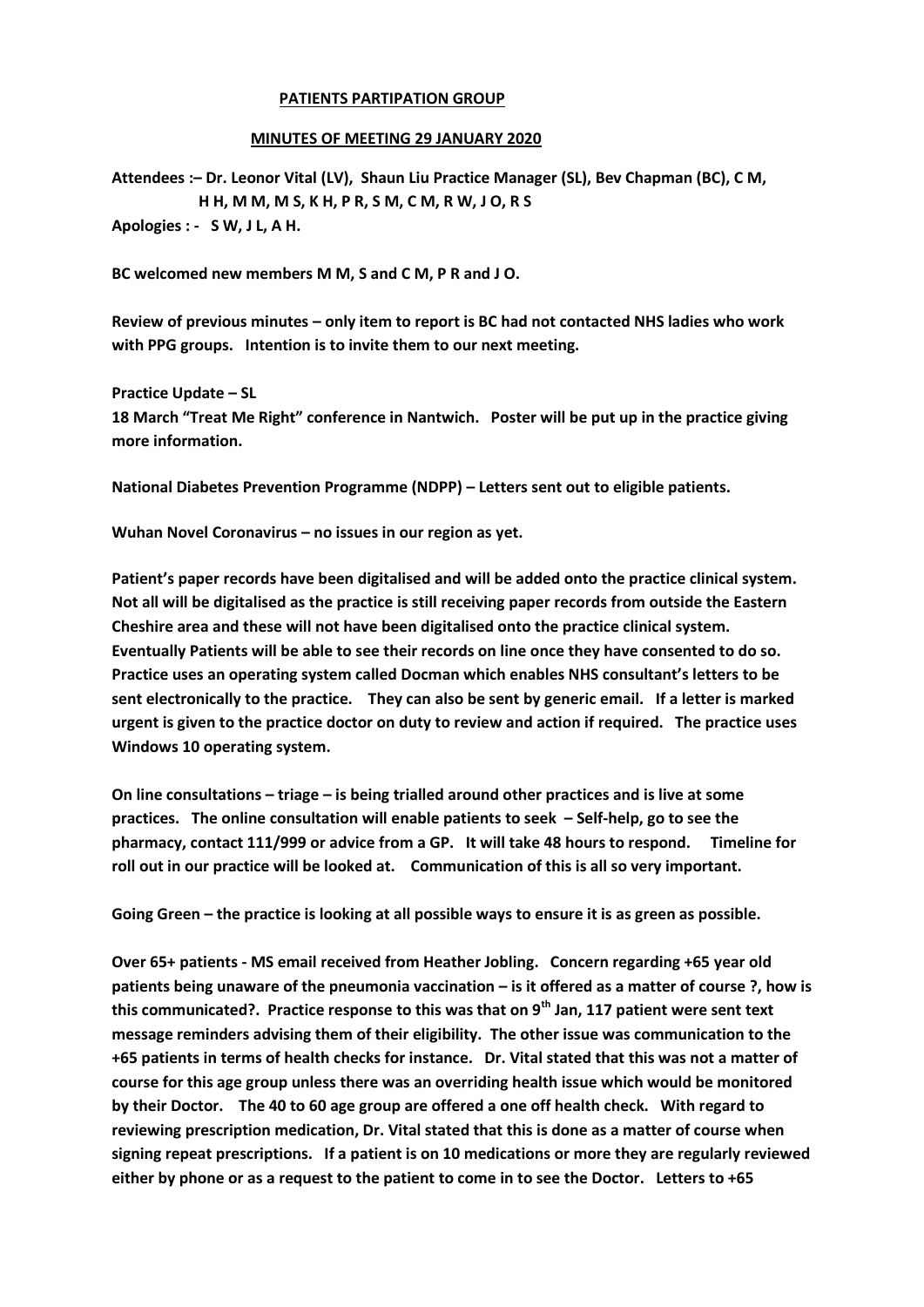**PATIENTS PARTIPATION GROUP**

**MINUTES OF MEETING 29 JANUARY 2020**

**Attendees :– Dr. Leonor Vital (LV), Shaun Liu Practice Manager (SL), Bev Chapman (BC), C M, H H, M M, M S, K H, P R, S M, C M, R W, J O, R S**

**Apologies : - S W, J L, A H.**

**BC welcomed new members M M, S and C M, P R and J O.**

**Review of previous minutes – only item to report is BC had not contacted NHS ladies who work with PPG groups. Intention is to invite them to our next meeting.**

**Practice Update – SL**

**18 March "Treat Me Right" conference in Nantwich. Poster will be put up in the practice giving more information.**

**National Diabetes Prevention Programme (NDPP) – Letters sent out to eligible patients.**

**Wuhan Novel Coronavirus – no issues in our region as yet.**

**Patient's paper records have been digitalised and will be added onto the practice clinical system. Not all will be digitalised as the practice is still receiving paper records from outside the Eastern Cheshire area and these will not have been digitalised onto the practice clinical system. Eventually Patients will be able to see their records on line once they have consented to do so. Practice uses an operating system called Docman which enables NHS consultant's letters to be sent electronically to the practice. They can also be sent by generic email. If a letter is marked urgent is given to the practice doctor on duty to review and action if required. The practice uses Windows 10 operating system.**

**On line consultations – triage – is being trialled around other practices and is live at some practices. The online consultation will enable patients to seek – Self-help, go to see the pharmacy, contact 111/999 or advice from a GP. It will take 48 hours to respond. Timeline for roll out in our practice will be looked at. Communication of this is all so very important.**

**Going Green – the practice is looking at all possible ways to ensure it is as green as possible.**

**Over 65+ patients - MS email received from Heather Jobling. Concern regarding +65 year old patients being unaware of the pneumonia vaccination – is it offered as a matter of course ?, how is this communicated?. Practice response to this was that on 9th Jan, 117 patient were sent text message reminders advising them of their eligibility. The other issue was communication to the +65 patients in terms of health checks for instance. Dr. Vital stated that this was not a matter of course for this age group unless there was an overriding health issue which would be monitored by their Doctor. The 40 to 60 age group are offered a one off health check. With regard to reviewing prescription medication, Dr. Vital stated that this is done as a matter of course when signing repeat prescriptions. If a patient is on 10 medications or more they are regularly reviewed either by phone or as a request to the patient to come in to see the Doctor. Letters to +65**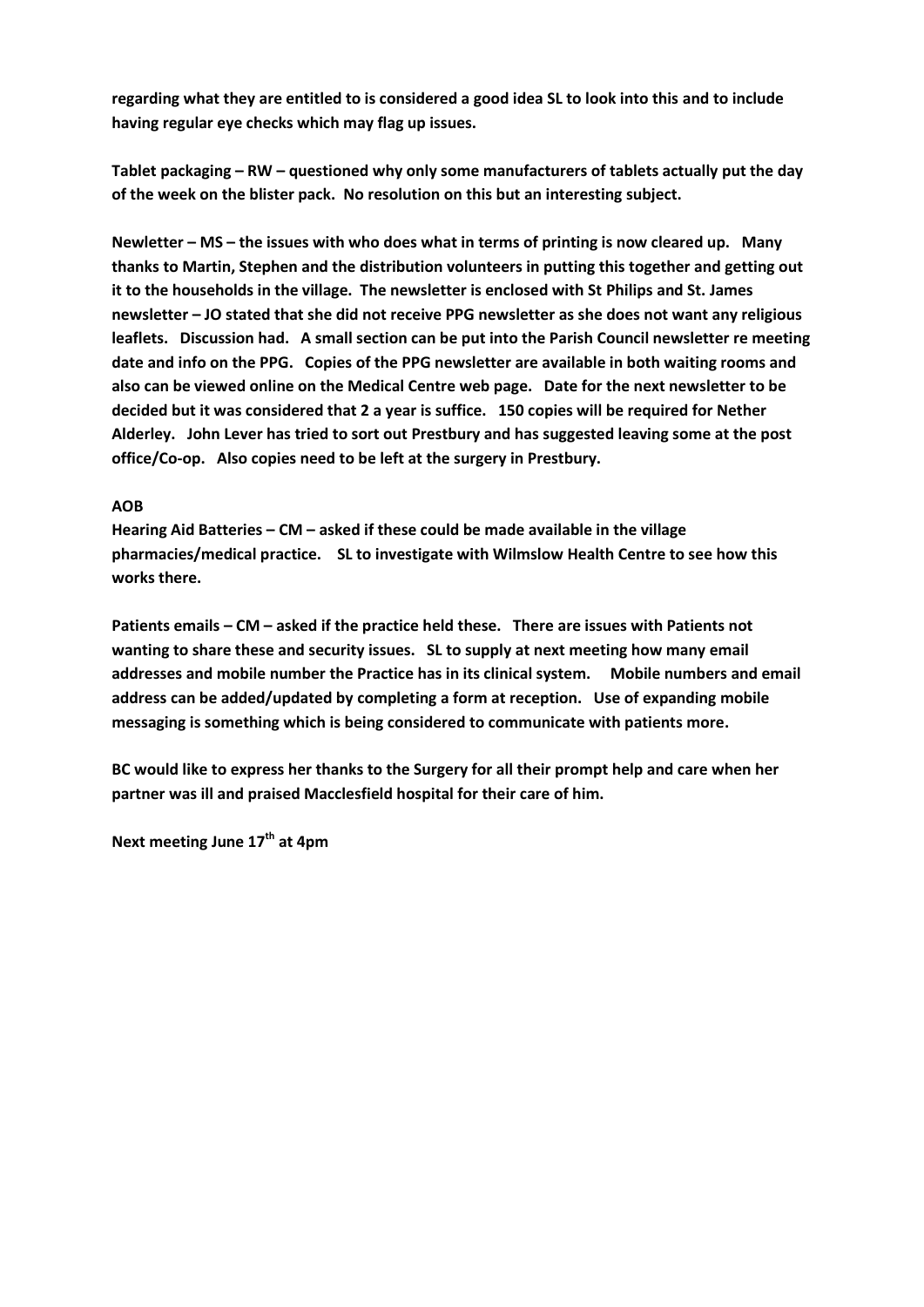**regarding what they are entitled to is considered a good idea SL to look into this and to include having regular eye checks which may flag up issues.**

**Tablet packaging – RW – questioned why only some manufacturers of tablets actually put the day of the week on the blister pack. No resolution on this but an interesting subject.**

**Newletter – MS – the issues with who does what in terms of printing is now cleared up. Many thanks to Martin, Stephen and the distribution volunteers in putting this together and getting out it to the households in the village. The newsletter is enclosed with St Philips and St. James newsletter – JO stated that she did not receive PPG newsletter as she does not want any religious leaflets. Discussion had. A small section can be put into the Parish Council newsletter re meeting date and info on the PPG. Copies of the PPG newsletter are available in both waiting rooms and also can be viewed online on the Medical Centre web page. Date for the next newsletter to be decided but it was considered that 2 a year is suffice. 150 copies will be required for Nether Alderley. John Lever has tried to sort out Prestbury and has suggested leaving some at the post office/Co-op. Also copies need to be left at the surgery in Prestbury.**

**AOB**

**Hearing Aid Batteries – CM – asked if these could be made available in the village pharmacies/medical practice. SL to investigate with Wilmslow Health Centre to see how this works there.**

**Patients emails – CM – asked if the practice held these. There are issues with Patients not wanting to share these and security issues. SL to supply at next meeting how many email addresses and mobile number the Practice has in its clinical system. Mobile numbers and email address can be added/updated by completing a form at reception. Use of expanding mobile messaging is something which is being considered to communicate with patients more.**

**BC would like to express her thanks to the Surgery for all their prompt help and care when her partner was ill and praised Macclesfield hospital for their care of him.**

**Next meeting June 17th at 4pm**